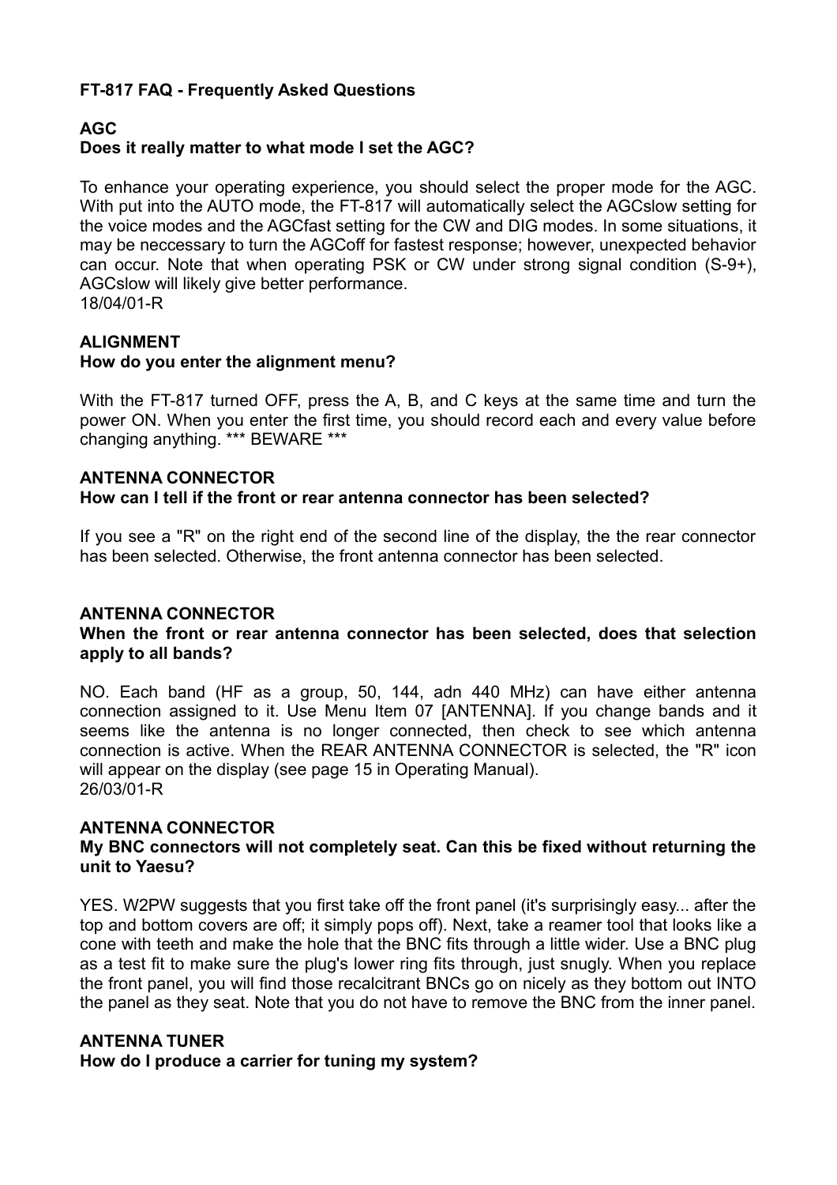**FT-817 FAQ - Frequently Asked Questions**

**AGC**
**Does it really matter to what mode I set the AGC?**

To enhance your operating experience, you should select the proper mode for the AGC. With put into the AUTO mode, the FT-817 will automatically select the AGCslow setting for the voice modes and the AGCfast setting for the CW and DIG modes. In some situations, it may be neccessary to turn the AGCoff for fastest response; however, unexpected behavior can occur. Note that when operating PSK or CW under strong signal condition (S-9+), AGCslow will likely give better performance.
18/04/01-R

**ALIGNMENT**
**How do you enter the alignment menu?**

With the FT-817 turned OFF, press the A, B, and C keys at the same time and turn the power ON. When you enter the first time, you should record each and every value before changing anything. *** BEWARE ***

**ANTENNA CONNECTOR**
**How can I tell if the front or rear antenna connector has been selected?**

If you see a "R" on the right end of the second line of the display, the the rear connector has been selected. Otherwise, the front antenna connector has been selected.

**ANTENNA CONNECTOR**
**When the front or rear antenna connector has been selected, does that selection apply to all bands?**

NO. Each band (HF as a group, 50, 144, adn 440 MHz) can have either antenna connection assigned to it. Use Menu Item 07 [ANTENNA]. If you change bands and it seems like the antenna is no longer connected, then check to see which antenna connection is active. When the REAR ANTENNA CONNECTOR is selected, the "R" icon will appear on the display (see page 15 in Operating Manual).
26/03/01-R

**ANTENNA CONNECTOR**
**My BNC connectors will not completely seat. Can this be fixed without returning the unit to Yaesu?**

YES. W2PW suggests that you first take off the front panel (it's surprisingly easy... after the top and bottom covers are off; it simply pops off). Next, take a reamer tool that looks like a cone with teeth and make the hole that the BNC fits through a little wider. Use a BNC plug as a test fit to make sure the plug's lower ring fits through, just snugly. When you replace the front panel, you will find those recalcitrant BNCs go on nicely as they bottom out INTO the panel as they seat. Note that you do not have to remove the BNC from the inner panel.

**ANTENNA TUNER**
**How do I produce a carrier for tuning my system?**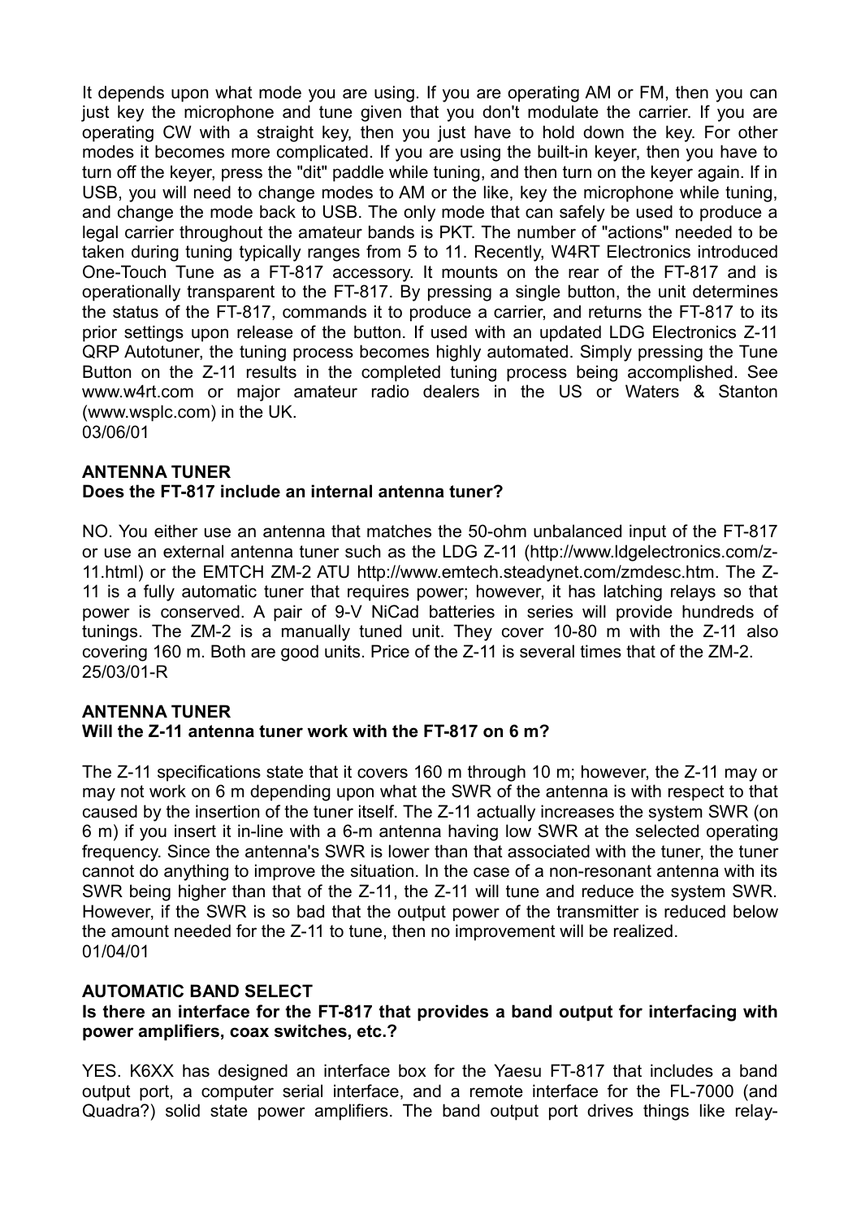It depends upon what mode you are using. If you are operating AM or FM, then you can just key the microphone and tune given that you don't modulate the carrier. If you are operating CW with a straight key, then you just have to hold down the key. For other modes it becomes more complicated. If you are using the built-in keyer, then you have to turn off the keyer, press the "dit" paddle while tuning, and then turn on the keyer again. If in USB, you will need to change modes to AM or the like, key the microphone while tuning, and change the mode back to USB. The only mode that can safely be used to produce a legal carrier throughout the amateur bands is PKT. The number of "actions" needed to be taken during tuning typically ranges from 5 to 11. Recently, W4RT Electronics introduced One-Touch Tune as a FT-817 accessory. It mounts on the rear of the FT-817 and is operationally transparent to the FT-817. By pressing a single button, the unit determines the status of the FT-817, commands it to produce a carrier, and returns the FT-817 to its prior settings upon release of the button. If used with an updated LDG Electronics Z-11 QRP Autotuner, the tuning process becomes highly automated. Simply pressing the Tune Button on the Z-11 results in the completed tuning process being accomplished. See www.w4rt.com or major amateur radio dealers in the US or Waters & Stanton (www.wsplc.com) in the UK.
03/06/01

**ANTENNA TUNER**
**Does the FT-817 include an internal antenna tuner?**

NO. You either use an antenna that matches the 50-ohm unbalanced input of the FT-817 or use an external antenna tuner such as the LDG Z-11 (http://www.ldgelectronics.com/z-11.html) or the EMTCH ZM-2 ATU http://www.emtech.steadynet.com/zmdesc.htm. The Z-11 is a fully automatic tuner that requires power; however, it has latching relays so that power is conserved. A pair of 9-V NiCad batteries in series will provide hundreds of tunings. The ZM-2 is a manually tuned unit. They cover 10-80 m with the Z-11 also covering 160 m. Both are good units. Price of the Z-11 is several times that of the ZM-2.
25/03/01-R

**ANTENNA TUNER**
**Will the Z-11 antenna tuner work with the FT-817 on 6 m?**

The Z-11 specifications state that it covers 160 m through 10 m; however, the Z-11 may or may not work on 6 m depending upon what the SWR of the antenna is with respect to that caused by the insertion of the tuner itself. The Z-11 actually increases the system SWR (on 6 m) if you insert it in-line with a 6-m antenna having low SWR at the selected operating frequency. Since the antenna's SWR is lower than that associated with the tuner, the tuner cannot do anything to improve the situation. In the case of a non-resonant antenna with its SWR being higher than that of the Z-11, the Z-11 will tune and reduce the system SWR. However, if the SWR is so bad that the output power of the transmitter is reduced below the amount needed for the Z-11 to tune, then no improvement will be realized.
01/04/01

**AUTOMATIC BAND SELECT**
**Is there an interface for the FT-817 that provides a band output for interfacing with power amplifiers, coax switches, etc.?**

YES. K6XX has designed an interface box for the Yaesu FT-817 that includes a band output port, a computer serial interface, and a remote interface for the FL-7000 (and Quadra?) solid state power amplifiers. The band output port drives things like relay-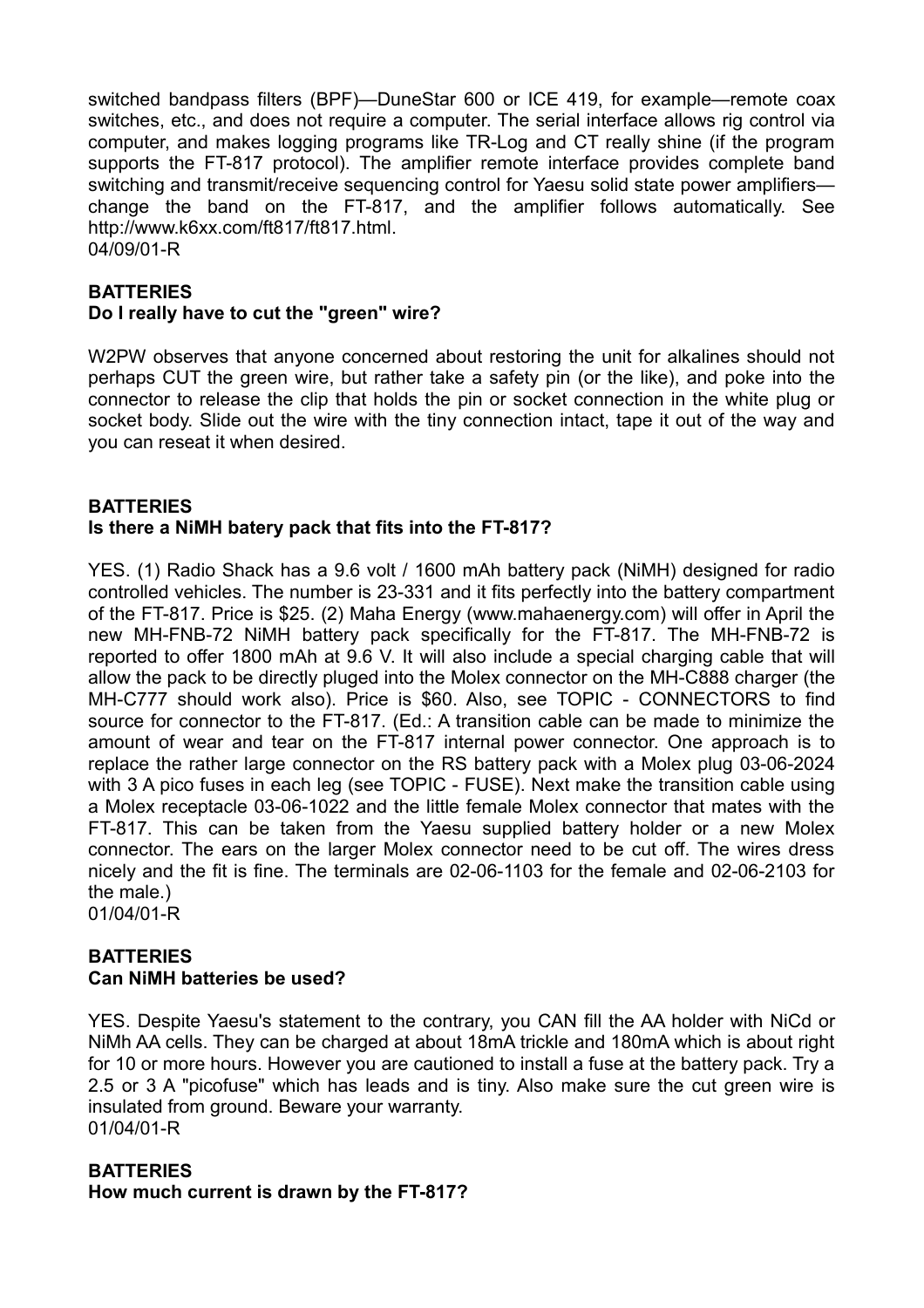switched bandpass filters (BPF)—DuneStar 600 or ICE 419, for example—remote coax switches, etc., and does not require a computer. The serial interface allows rig control via computer, and makes logging programs like TR-Log and CT really shine (if the program supports the FT-817 protocol). The amplifier remote interface provides complete band switching and transmit/receive sequencing control for Yaesu solid state power amplifiers—change the band on the FT-817, and the amplifier follows automatically. See http://www.k6xx.com/ft817/ft817.html.
04/09/01-R

**BATTERIES**
**Do I really have to cut the "green" wire?**

W2PW observes that anyone concerned about restoring the unit for alkalines should not perhaps CUT the green wire, but rather take a safety pin (or the like), and poke into the connector to release the clip that holds the pin or socket connection in the white plug or socket body. Slide out the wire with the tiny connection intact, tape it out of the way and you can reseat it when desired.

**BATTERIES**
**Is there a NiMH batery pack that fits into the FT-817?**

YES. (1) Radio Shack has a 9.6 volt / 1600 mAh battery pack (NiMH) designed for radio controlled vehicles. The number is 23-331 and it fits perfectly into the battery compartment of the FT-817. Price is $25. (2) Maha Energy (www.mahaenergy.com) will offer in April the new MH-FNB-72 NiMH battery pack specifically for the FT-817. The MH-FNB-72 is reported to offer 1800 mAh at 9.6 V. It will also include a special charging cable that will allow the pack to be directly pluged into the Molex connector on the MH-C888 charger (the MH-C777 should work also). Price is $60. Also, see TOPIC - CONNECTORS to find source for connector to the FT-817. (Ed.: A transition cable can be made to minimize the amount of wear and tear on the FT-817 internal power connector. One approach is to replace the rather large connector on the RS battery pack with a Molex plug 03-06-2024 with 3 A pico fuses in each leg (see TOPIC - FUSE). Next make the transition cable using a Molex receptacle 03-06-1022 and the little female Molex connector that mates with the FT-817. This can be taken from the Yaesu supplied battery holder or a new Molex connector. The ears on the larger Molex connector need to be cut off. The wires dress nicely and the fit is fine. The terminals are 02-06-1103 for the female and 02-06-2103 for the male.)
01/04/01-R

**BATTERIES**
**Can NiMH batteries be used?**

YES. Despite Yaesu's statement to the contrary, you CAN fill the AA holder with NiCd or NiMh AA cells. They can be charged at about 18mA trickle and 180mA which is about right for 10 or more hours. However you are cautioned to install a fuse at the battery pack. Try a 2.5 or 3 A "picofuse" which has leads and is tiny. Also make sure the cut green wire is insulated from ground. Beware your warranty.
01/04/01-R

**BATTERIES**
**How much current is drawn by the FT-817?**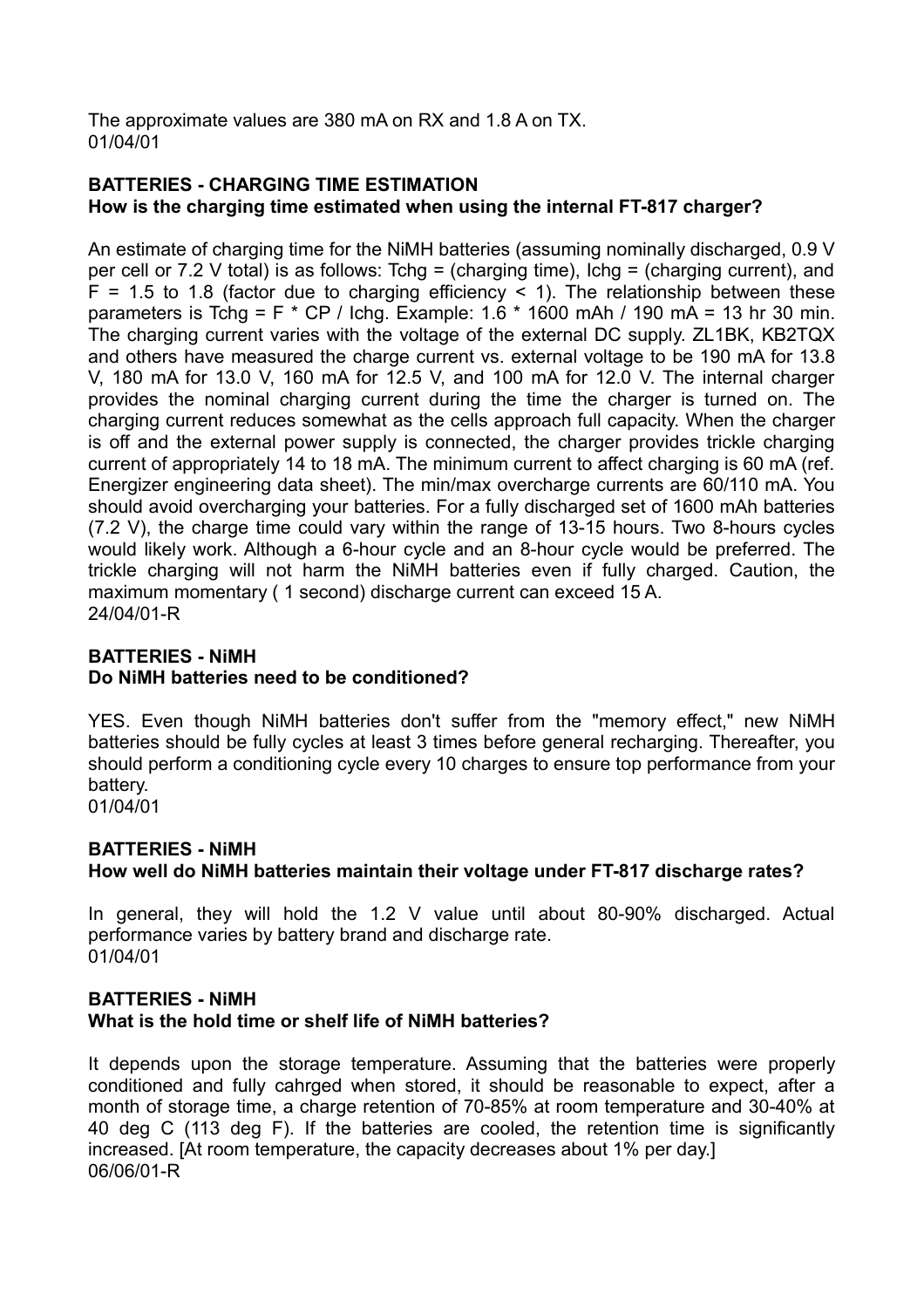The approximate values are 380 mA on RX and 1.8 A on TX.
01/04/01

**BATTERIES - CHARGING TIME ESTIMATION**
**How is the charging time estimated when using the internal FT-817 charger?**

An estimate of charging time for the NiMH batteries (assuming nominally discharged, 0.9 V per cell or 7.2 V total) is as follows: Tchg = (charging time), Ichg = (charging current), and F = 1.5 to 1.8 (factor due to charging efficiency < 1). The relationship between these parameters is Tchg = F * CP / Ichg. Example: 1.6 * 1600 mAh / 190 mA = 13 hr 30 min. The charging current varies with the voltage of the external DC supply. ZL1BK, KB2TQX and others have measured the charge current vs. external voltage to be 190 mA for 13.8 V, 180 mA for 13.0 V, 160 mA for 12.5 V, and 100 mA for 12.0 V. The internal charger provides the nominal charging current during the time the charger is turned on. The charging current reduces somewhat as the cells approach full capacity. When the charger is off and the external power supply is connected, the charger provides trickle charging current of appropriately 14 to 18 mA. The minimum current to affect charging is 60 mA (ref. Energizer engineering data sheet). The min/max overcharge currents are 60/110 mA. You should avoid overcharging your batteries. For a fully discharged set of 1600 mAh batteries (7.2 V), the charge time could vary within the range of 13-15 hours. Two 8-hours cycles would likely work. Although a 6-hour cycle and an 8-hour cycle would be preferred. The trickle charging will not harm the NiMH batteries even if fully charged. Caution, the maximum momentary ( 1 second) discharge current can exceed 15 A.
24/04/01-R

**BATTERIES - NiMH**
**Do NiMH batteries need to be conditioned?**

YES. Even though NiMH batteries don't suffer from the "memory effect," new NiMH batteries should be fully cycles at least 3 times before general recharging. Thereafter, you should perform a conditioning cycle every 10 charges to ensure top performance from your battery.
01/04/01

**BATTERIES - NiMH**
**How well do NiMH batteries maintain their voltage under FT-817 discharge rates?**

In general, they will hold the 1.2 V value until about 80-90% discharged. Actual performance varies by battery brand and discharge rate.
01/04/01

**BATTERIES - NiMH**
**What is the hold time or shelf life of NiMH batteries?**

It depends upon the storage temperature. Assuming that the batteries were properly conditioned and fully cahrged when stored, it should be reasonable to expect, after a month of storage time, a charge retention of 70-85% at room temperature and 30-40% at 40 deg C (113 deg F). If the batteries are cooled, the retention time is significantly increased. [At room temperature, the capacity decreases about 1% per day.]
06/06/01-R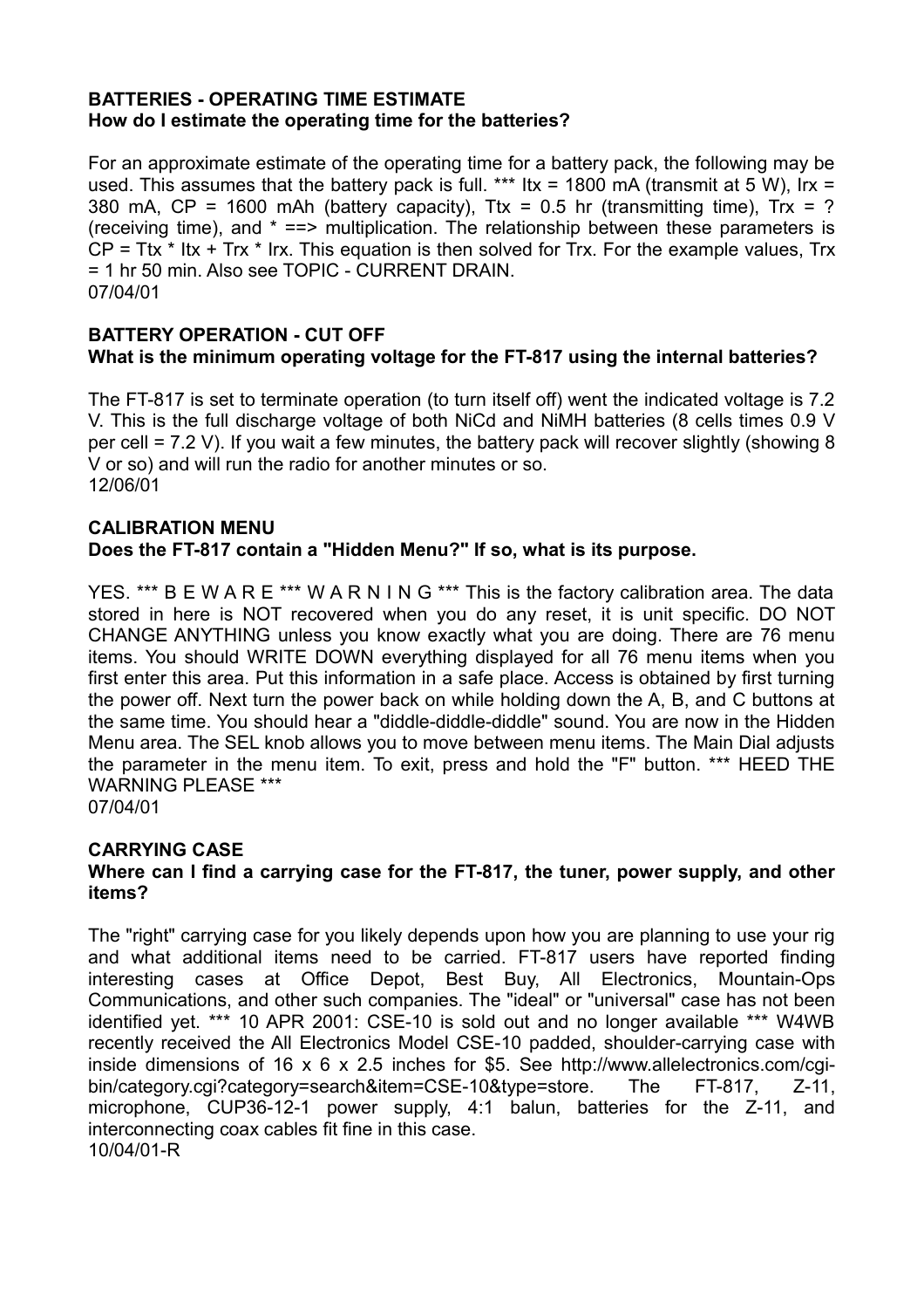## BATTERIES - OPERATING TIME ESTIMATE

**How do I estimate the operating time for the batteries?**

For an approximate estimate of the operating time for a battery pack, the following may be used. This assumes that the battery pack is full. *** Itx = 1800 mA (transmit at 5 W), Irx = 380 mA, CP = 1600 mAh (battery capacity), Ttx = 0.5 hr (transmitting time), Trx = ? (receiving time), and * ==> multiplication. The relationship between these parameters is CP = Ttx * Itx + Trx * Irx. This equation is then solved for Trx. For the example values, Trx = 1 hr 50 min. Also see TOPIC - CURRENT DRAIN.
07/04/01

## BATTERY OPERATION - CUT OFF

**What is the minimum operating voltage for the FT-817 using the internal batteries?**

The FT-817 is set to terminate operation (to turn itself off) went the indicated voltage is 7.2 V. This is the full discharge voltage of both NiCd and NiMH batteries (8 cells times 0.9 V per cell = 7.2 V). If you wait a few minutes, the battery pack will recover slightly (showing 8 V or so) and will run the radio for another minutes or so.
12/06/01

## CALIBRATION MENU

**Does the FT-817 contain a "Hidden Menu?" If so, what is its purpose.**

YES. *** B E W A R E *** W A R N I N G *** This is the factory calibration area. The data stored in here is NOT recovered when you do any reset, it is unit specific. DO NOT CHANGE ANYTHING unless you know exactly what you are doing. There are 76 menu items. You should WRITE DOWN everything displayed for all 76 menu items when you first enter this area. Put this information in a safe place. Access is obtained by first turning the power off. Next turn the power back on while holding down the A, B, and C buttons at the same time. You should hear a "diddle-diddle-diddle" sound. You are now in the Hidden Menu area. The SEL knob allows you to move between menu items. The Main Dial adjusts the parameter in the menu item. To exit, press and hold the "F" button. *** HEED THE WARNING PLEASE ***
07/04/01

## CARRYING CASE

**Where can I find a carrying case for the FT-817, the tuner, power supply, and other items?**

The "right" carrying case for you likely depends upon how you are planning to use your rig and what additional items need to be carried. FT-817 users have reported finding interesting cases at Office Depot, Best Buy, All Electronics, Mountain-Ops Communications, and other such companies. The "ideal" or "universal" case has not been identified yet. *** 10 APR 2001: CSE-10 is sold out and no longer available *** W4WB recently received the All Electronics Model CSE-10 padded, shoulder-carrying case with inside dimensions of 16 x 6 x 2.5 inches for $5. See http://www.allelectronics.com/cgi-bin/category.cgi?category=search&item=CSE-10&type=store. The FT-817, Z-11, microphone, CUP36-12-1 power supply, 4:1 balun, batteries for the Z-11, and interconnecting coax cables fit fine in this case.
10/04/01-R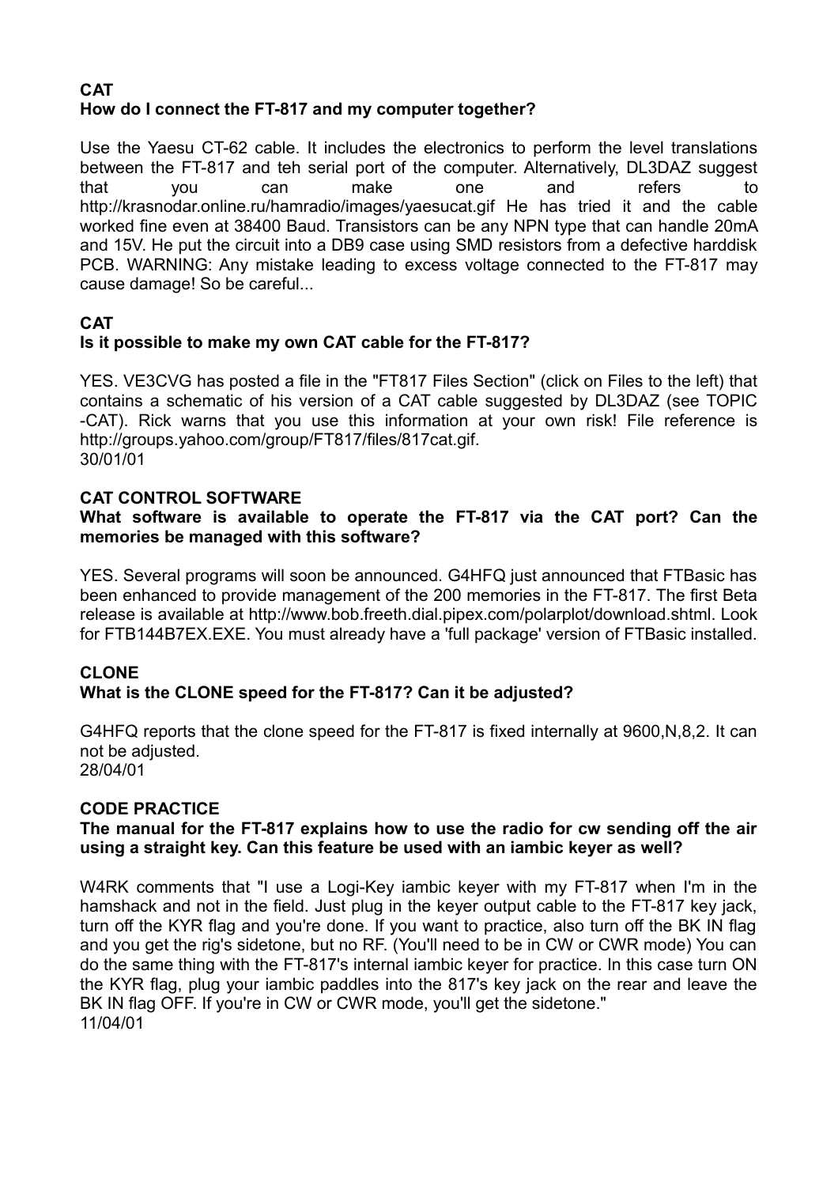**CAT**
**How do I connect the FT-817 and my computer together?**

Use the Yaesu CT-62 cable. It includes the electronics to perform the level translations between the FT-817 and teh serial port of the computer. Alternatively, DL3DAZ suggest that you can make one and refers to http://krasnodar.online.ru/hamradio/images/yaesucat.gif He has tried it and the cable worked fine even at 38400 Baud. Transistors can be any NPN type that can handle 20mA and 15V. He put the circuit into a DB9 case using SMD resistors from a defective harddisk PCB. WARNING: Any mistake leading to excess voltage connected to the FT-817 may cause damage! So be careful...

**CAT**
**Is it possible to make my own CAT cable for the FT-817?**

YES. VE3CVG has posted a file in the "FT817 Files Section" (click on Files to the left) that contains a schematic of his version of a CAT cable suggested by DL3DAZ (see TOPIC -CAT). Rick warns that you use this information at your own risk! File reference is http://groups.yahoo.com/group/FT817/files/817cat.gif.
30/01/01

**CAT CONTROL SOFTWARE**
**What software is available to operate the FT-817 via the CAT port? Can the memories be managed with this software?**

YES. Several programs will soon be announced. G4HFQ just announced that FTBasic has been enhanced to provide management of the 200 memories in the FT-817. The first Beta release is available at http://www.bob.freeth.dial.pipex.com/polarplot/download.shtml. Look for FTB144B7EX.EXE. You must already have a 'full package' version of FTBasic installed.

**CLONE**
**What is the CLONE speed for the FT-817? Can it be adjusted?**

G4HFQ reports that the clone speed for the FT-817 is fixed internally at 9600,N,8,2. It can not be adjusted.
28/04/01

**CODE PRACTICE**
**The manual for the FT-817 explains how to use the radio for cw sending off the air using a straight key. Can this feature be used with an iambic keyer as well?**

W4RK comments that "I use a Logi-Key iambic keyer with my FT-817 when I'm in the hamshack and not in the field. Just plug in the keyer output cable to the FT-817 key jack, turn off the KYR flag and you're done. If you want to practice, also turn off the BK IN flag and you get the rig's sidetone, but no RF. (You'll need to be in CW or CWR mode) You can do the same thing with the FT-817's internal iambic keyer for practice. In this case turn ON the KYR flag, plug your iambic paddles into the 817's key jack on the rear and leave the BK IN flag OFF. If you're in CW or CWR mode, you'll get the sidetone."
11/04/01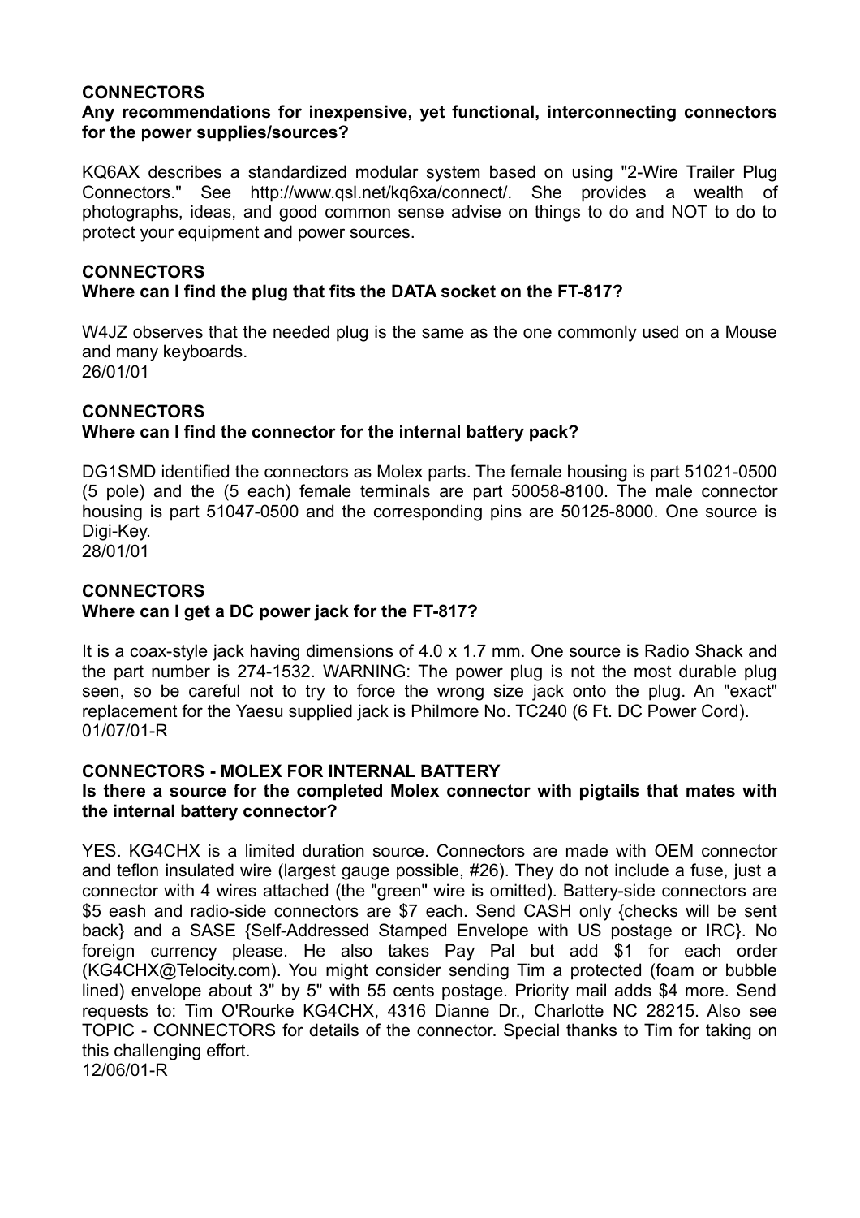**CONNECTORS**
**Any recommendations for inexpensive, yet functional, interconnecting connectors for the power supplies/sources?**

KQ6AX describes a standardized modular system based on using "2-Wire Trailer Plug Connectors." See http://www.qsl.net/kq6xa/connect/. She provides a wealth of photographs, ideas, and good common sense advise on things to do and NOT to do to protect your equipment and power sources.

**CONNECTORS**
**Where can I find the plug that fits the DATA socket on the FT-817?**

W4JZ observes that the needed plug is the same as the one commonly used on a Mouse and many keyboards.
26/01/01

**CONNECTORS**
**Where can I find the connector for the internal battery pack?**

DG1SMD identified the connectors as Molex parts. The female housing is part 51021-0500 (5 pole) and the (5 each) female terminals are part 50058-8100. The male connector housing is part 51047-0500 and the corresponding pins are 50125-8000. One source is Digi-Key.
28/01/01

**CONNECTORS**
**Where can I get a DC power jack for the FT-817?**

It is a coax-style jack having dimensions of 4.0 x 1.7 mm. One source is Radio Shack and the part number is 274-1532. WARNING: The power plug is not the most durable plug seen, so be careful not to try to force the wrong size jack onto the plug. An "exact" replacement for the Yaesu supplied jack is Philmore No. TC240 (6 Ft. DC Power Cord).
01/07/01-R

**CONNECTORS - MOLEX FOR INTERNAL BATTERY**
**Is there a source for the completed Molex connector with pigtails that mates with the internal battery connector?**

YES. KG4CHX is a limited duration source. Connectors are made with OEM connector and teflon insulated wire (largest gauge possible, #26). They do not include a fuse, just a connector with 4 wires attached (the "green" wire is omitted). Battery-side connectors are $5 eash and radio-side connectors are $7 each. Send CASH only {checks will be sent back} and a SASE {Self-Addressed Stamped Envelope with US postage or IRC}. No foreign currency please. He also takes Pay Pal but add $1 for each order (KG4CHX@Telocity.com). You might consider sending Tim a protected (foam or bubble lined) envelope about 3" by 5" with 55 cents postage. Priority mail adds $4 more. Send requests to: Tim O'Rourke KG4CHX, 4316 Dianne Dr., Charlotte NC 28215. Also see TOPIC - CONNECTORS for details of the connector. Special thanks to Tim for taking on this challenging effort.
12/06/01-R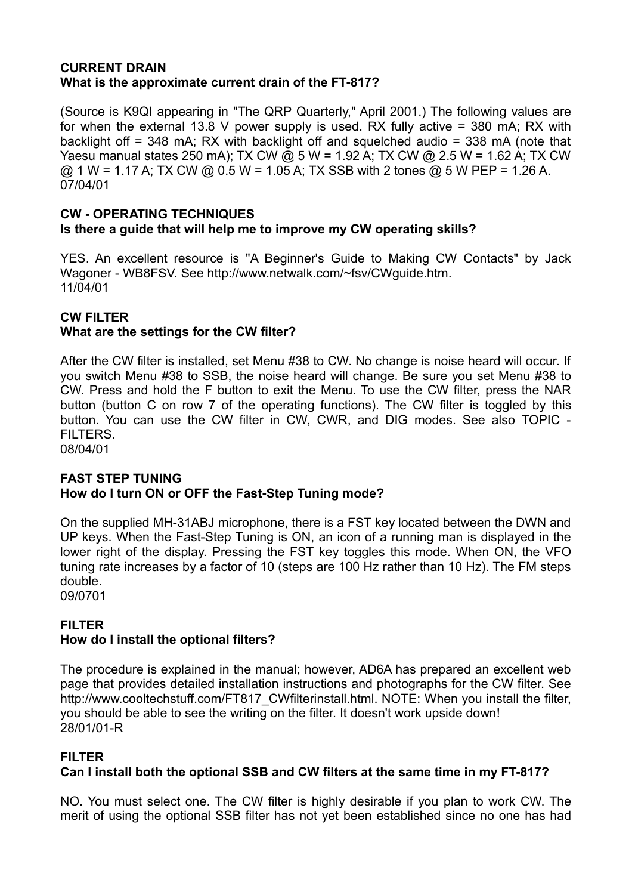**CURRENT DRAIN**
**What is the approximate current drain of the FT-817?**

(Source is K9QI appearing in "The QRP Quarterly," April 2001.) The following values are for when the external 13.8 V power supply is used. RX fully active = 380 mA; RX with backlight off = 348 mA; RX with backlight off and squelched audio = 338 mA (note that Yaesu manual states 250 mA); TX CW @ 5 W = 1.92 A; TX CW @ 2.5 W = 1.62 A; TX CW @ 1 W = 1.17 A; TX CW @ 0.5 W = 1.05 A; TX SSB with 2 tones @ 5 W PEP = 1.26 A.
07/04/01

**CW - OPERATING TECHNIQUES**
**Is there a guide that will help me to improve my CW operating skills?**

YES. An excellent resource is "A Beginner's Guide to Making CW Contacts" by Jack Wagoner - WB8FSV. See http://www.netwalk.com/~fsv/CWguide.htm.
11/04/01

**CW FILTER**
**What are the settings for the CW filter?**

After the CW filter is installed, set Menu #38 to CW. No change is noise heard will occur. If you switch Menu #38 to SSB, the noise heard will change. Be sure you set Menu #38 to CW. Press and hold the F button to exit the Menu. To use the CW filter, press the NAR button (button C on row 7 of the operating functions). The CW filter is toggled by this button. You can use the CW filter in CW, CWR, and DIG modes. See also TOPIC - FILTERS.
08/04/01

**FAST STEP TUNING**
**How do I turn ON or OFF the Fast-Step Tuning mode?**

On the supplied MH-31ABJ microphone, there is a FST key located between the DWN and UP keys. When the Fast-Step Tuning is ON, an icon of a running man is displayed in the lower right of the display. Pressing the FST key toggles this mode. When ON, the VFO tuning rate increases by a factor of 10 (steps are 100 Hz rather than 10 Hz). The FM steps double.
09/0701

**FILTER**
**How do I install the optional filters?**

The procedure is explained in the manual; however, AD6A has prepared an excellent web page that provides detailed installation instructions and photographs for the CW filter. See http://www.cooltechstuff.com/FT817_CWfilterinstall.html. NOTE: When you install the filter, you should be able to see the writing on the filter. It doesn't work upside down!
28/01/01-R

**FILTER**
**Can I install both the optional SSB and CW filters at the same time in my FT-817?**

NO. You must select one. The CW filter is highly desirable if you plan to work CW. The merit of using the optional SSB filter has not yet been established since no one has had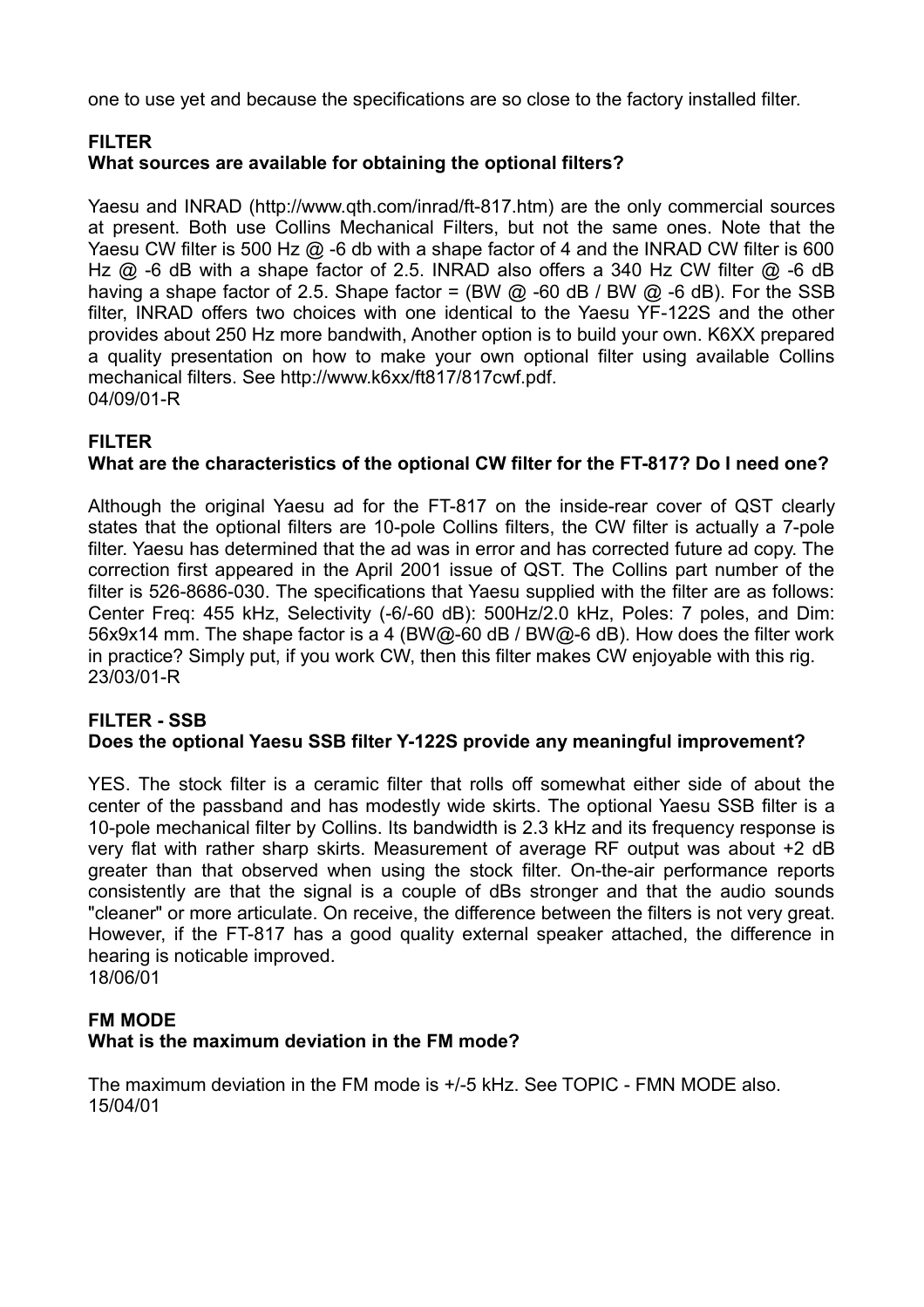one to use yet and because the specifications are so close to the factory installed filter.

**FILTER**
**What sources are available for obtaining the optional filters?**

Yaesu and INRAD (http://www.qth.com/inrad/ft-817.htm) are the only commercial sources at present. Both use Collins Mechanical Filters, but not the same ones. Note that the Yaesu CW filter is 500 Hz @ -6 db with a shape factor of 4 and the INRAD CW filter is 600 Hz @ -6 dB with a shape factor of 2.5. INRAD also offers a 340 Hz CW filter @ -6 dB having a shape factor of 2.5. Shape factor = (BW @ -60 dB / BW @ -6 dB). For the SSB filter, INRAD offers two choices with one identical to the Yaesu YF-122S and the other provides about 250 Hz more bandwith, Another option is to build your own. K6XX prepared a quality presentation on how to make your own optional filter using available Collins mechanical filters. See http://www.k6xx/ft817/817cwf.pdf.
04/09/01-R

**FILTER**
**What are the characteristics of the optional CW filter for the FT-817? Do I need one?**

Although the original Yaesu ad for the FT-817 on the inside-rear cover of QST clearly states that the optional filters are 10-pole Collins filters, the CW filter is actually a 7-pole filter. Yaesu has determined that the ad was in error and has corrected future ad copy. The correction first appeared in the April 2001 issue of QST. The Collins part number of the filter is 526-8686-030. The specifications that Yaesu supplied with the filter are as follows: Center Freq: 455 kHz, Selectivity (-6/-60 dB): 500Hz/2.0 kHz, Poles: 7 poles, and Dim: 56x9x14 mm. The shape factor is a 4 (BW@-60 dB / BW@-6 dB). How does the filter work in practice? Simply put, if you work CW, then this filter makes CW enjoyable with this rig.
23/03/01-R

**FILTER - SSB**
**Does the optional Yaesu SSB filter Y-122S provide any meaningful improvement?**

YES. The stock filter is a ceramic filter that rolls off somewhat either side of about the center of the passband and has modestly wide skirts. The optional Yaesu SSB filter is a 10-pole mechanical filter by Collins. Its bandwidth is 2.3 kHz and its frequency response is very flat with rather sharp skirts. Measurement of average RF output was about +2 dB greater than that observed when using the stock filter. On-the-air performance reports consistently are that the signal is a couple of dBs stronger and that the audio sounds "cleaner" or more articulate. On receive, the difference between the filters is not very great. However, if the FT-817 has a good quality external speaker attached, the difference in hearing is noticable improved.
18/06/01

**FM MODE**
**What is the maximum deviation in the FM mode?**

The maximum deviation in the FM mode is +/-5 kHz. See TOPIC - FMN MODE also.
15/04/01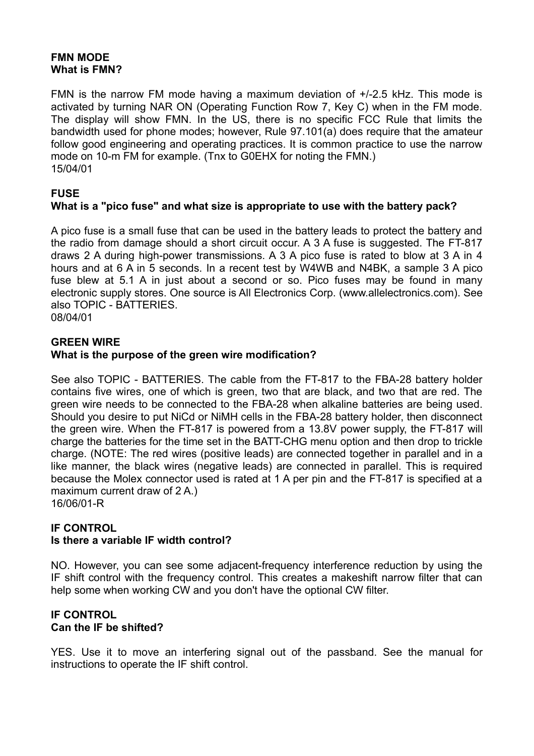**FMN MODE**
**What is FMN?**

FMN is the narrow FM mode having a maximum deviation of +/-2.5 kHz. This mode is activated by turning NAR ON (Operating Function Row 7, Key C) when in the FM mode. The display will show FMN. In the US, there is no specific FCC Rule that limits the bandwidth used for phone modes; however, Rule 97.101(a) does require that the amateur follow good engineering and operating practices. It is common practice to use the narrow mode on 10-m FM for example. (Tnx to G0EHX for noting the FMN.)
15/04/01

**FUSE**
**What is a "pico fuse" and what size is appropriate to use with the battery pack?**

A pico fuse is a small fuse that can be used in the battery leads to protect the battery and the radio from damage should a short circuit occur. A 3 A fuse is suggested. The FT-817 draws 2 A during high-power transmissions. A 3 A pico fuse is rated to blow at 3 A in 4 hours and at 6 A in 5 seconds. In a recent test by W4WB and N4BK, a sample 3 A pico fuse blew at 5.1 A in just about a second or so. Pico fuses may be found in many electronic supply stores. One source is All Electronics Corp. (www.allelectronics.com). See also TOPIC - BATTERIES.
08/04/01

**GREEN WIRE**
**What is the purpose of the green wire modification?**

See also TOPIC - BATTERIES. The cable from the FT-817 to the FBA-28 battery holder contains five wires, one of which is green, two that are black, and two that are red. The green wire needs to be connected to the FBA-28 when alkaline batteries are being used. Should you desire to put NiCd or NiMH cells in the FBA-28 battery holder, then disconnect the green wire. When the FT-817 is powered from a 13.8V power supply, the FT-817 will charge the batteries for the time set in the BATT-CHG menu option and then drop to trickle charge. (NOTE: The red wires (positive leads) are connected together in parallel and in a like manner, the black wires (negative leads) are connected in parallel. This is required because the Molex connector used is rated at 1 A per pin and the FT-817 is specified at a maximum current draw of 2 A.)
16/06/01-R

**IF CONTROL**
**Is there a variable IF width control?**

NO. However, you can see some adjacent-frequency interference reduction by using the IF shift control with the frequency control. This creates a makeshift narrow filter that can help some when working CW and you don't have the optional CW filter.

**IF CONTROL**
**Can the IF be shifted?**

YES. Use it to move an interfering signal out of the passband. See the manual for instructions to operate the IF shift control.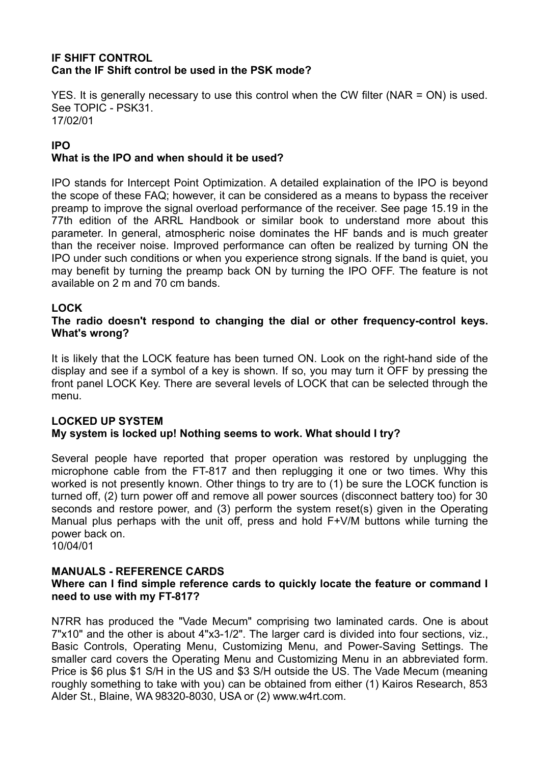**IF SHIFT CONTROL**
**Can the IF Shift control be used in the PSK mode?**

YES. It is generally necessary to use this control when the CW filter (NAR = ON) is used. See TOPIC - PSK31.
17/02/01

**IPO**
**What is the IPO and when should it be used?**

IPO stands for Intercept Point Optimization. A detailed explaination of the IPO is beyond the scope of these FAQ; however, it can be considered as a means to bypass the receiver preamp to improve the signal overload performance of the receiver. See page 15.19 in the 77th edition of the ARRL Handbook or similar book to understand more about this parameter. In general, atmospheric noise dominates the HF bands and is much greater than the receiver noise. Improved performance can often be realized by turning ON the IPO under such conditions or when you experience strong signals. If the band is quiet, you may benefit by turning the preamp back ON by turning the IPO OFF. The feature is not available on 2 m and 70 cm bands.

**LOCK**
**The radio doesn't respond to changing the dial or other frequency-control keys. What's wrong?**

It is likely that the LOCK feature has been turned ON. Look on the right-hand side of the display and see if a symbol of a key is shown. If so, you may turn it OFF by pressing the front panel LOCK Key. There are several levels of LOCK that can be selected through the menu.

**LOCKED UP SYSTEM**
**My system is locked up! Nothing seems to work. What should I try?**

Several people have reported that proper operation was restored by unplugging the microphone cable from the FT-817 and then replugging it one or two times. Why this worked is not presently known. Other things to try are to (1) be sure the LOCK function is turned off, (2) turn power off and remove all power sources (disconnect battery too) for 30 seconds and restore power, and (3) perform the system reset(s) given in the Operating Manual plus perhaps with the unit off, press and hold F+V/M buttons while turning the power back on.
10/04/01

**MANUALS - REFERENCE CARDS**
**Where can I find simple reference cards to quickly locate the feature or command I need to use with my FT-817?**

N7RR has produced the "Vade Mecum" comprising two laminated cards. One is about 7"x10" and the other is about 4"x3-1/2". The larger card is divided into four sections, viz., Basic Controls, Operating Menu, Customizing Menu, and Power-Saving Settings. The smaller card covers the Operating Menu and Customizing Menu in an abbreviated form. Price is $6 plus $1 S/H in the US and $3 S/H outside the US. The Vade Mecum (meaning roughly something to take with you) can be obtained from either (1) Kairos Research, 853 Alder St., Blaine, WA 98320-8030, USA or (2) www.w4rt.com.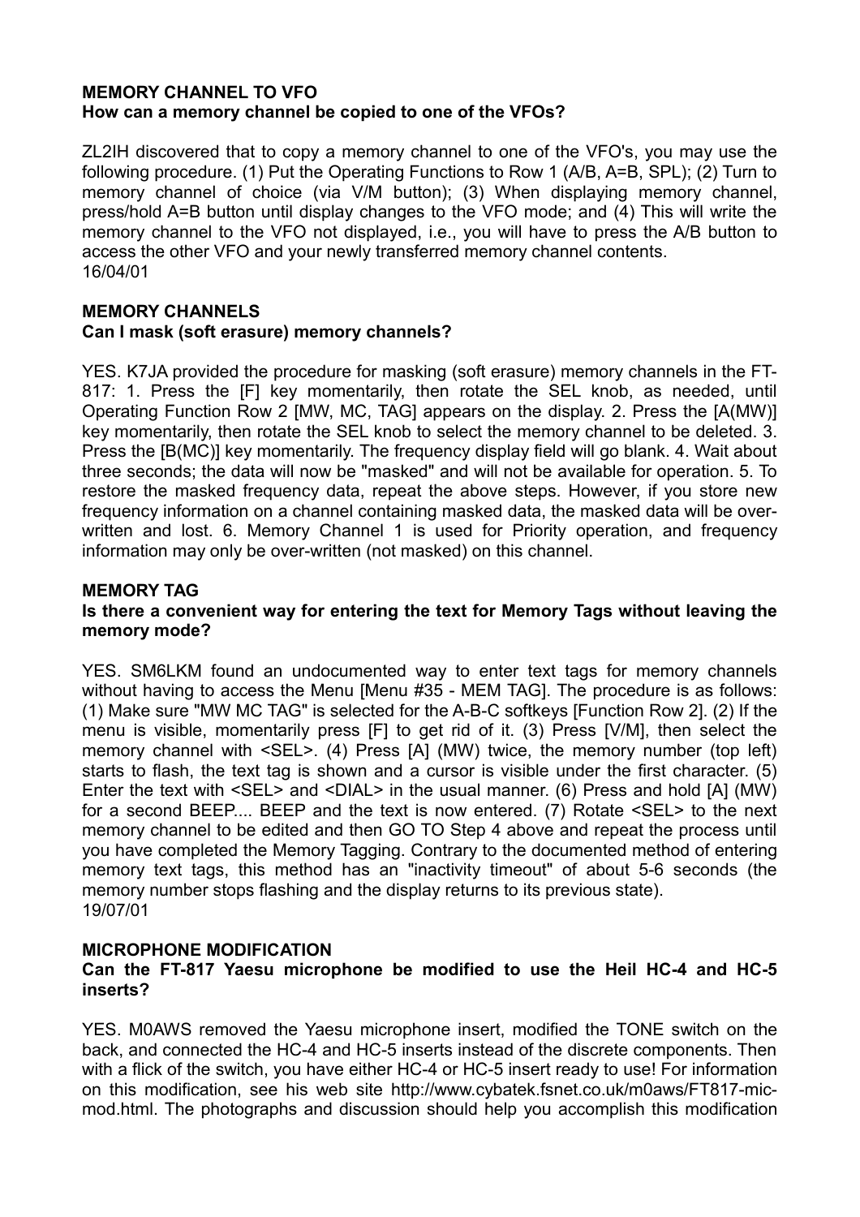**MEMORY CHANNEL TO VFO**
**How can a memory channel be copied to one of the VFOs?**

ZL2IH discovered that to copy a memory channel to one of the VFO's, you may use the following procedure. (1) Put the Operating Functions to Row 1 (A/B, A=B, SPL); (2) Turn to memory channel of choice (via V/M button); (3) When displaying memory channel, press/hold A=B button until display changes to the VFO mode; and (4) This will write the memory channel to the VFO not displayed, i.e., you will have to press the A/B button to access the other VFO and your newly transferred memory channel contents.
16/04/01

**MEMORY CHANNELS**
**Can I mask (soft erasure) memory channels?**

YES. K7JA provided the procedure for masking (soft erasure) memory channels in the FT-817: 1. Press the [F] key momentarily, then rotate the SEL knob, as needed, until Operating Function Row 2 [MW, MC, TAG] appears on the display. 2. Press the [A(MW)] key momentarily, then rotate the SEL knob to select the memory channel to be deleted. 3. Press the [B(MC)] key momentarily. The frequency display field will go blank. 4. Wait about three seconds; the data will now be "masked" and will not be available for operation. 5. To restore the masked frequency data, repeat the above steps. However, if you store new frequency information on a channel containing masked data, the masked data will be over-written and lost. 6. Memory Channel 1 is used for Priority operation, and frequency information may only be over-written (not masked) on this channel.

**MEMORY TAG**
**Is there a convenient way for entering the text for Memory Tags without leaving the memory mode?**

YES. SM6LKM found an undocumented way to enter text tags for memory channels without having to access the Menu [Menu #35 - MEM TAG]. The procedure is as follows: (1) Make sure "MW MC TAG" is selected for the A-B-C softkeys [Function Row 2]. (2) If the menu is visible, momentarily press [F] to get rid of it. (3) Press [V/M], then select the memory channel with <SEL>. (4) Press [A] (MW) twice, the memory number (top left) starts to flash, the text tag is shown and a cursor is visible under the first character. (5) Enter the text with <SEL> and <DIAL> in the usual manner. (6) Press and hold [A] (MW) for a second BEEP.... BEEP and the text is now entered. (7) Rotate <SEL> to the next memory channel to be edited and then GO TO Step 4 above and repeat the process until you have completed the Memory Tagging. Contrary to the documented method of entering memory text tags, this method has an "inactivity timeout" of about 5-6 seconds (the memory number stops flashing and the display returns to its previous state).
19/07/01

**MICROPHONE MODIFICATION**
**Can the FT-817 Yaesu microphone be modified to use the Heil HC-4 and HC-5 inserts?**

YES. M0AWS removed the Yaesu microphone insert, modified the TONE switch on the back, and connected the HC-4 and HC-5 inserts instead of the discrete components. Then with a flick of the switch, you have either HC-4 or HC-5 insert ready to use! For information on this modification, see his web site http://www.cybatek.fsnet.co.uk/m0aws/FT817-mic-mod.html. The photographs and discussion should help you accomplish this modification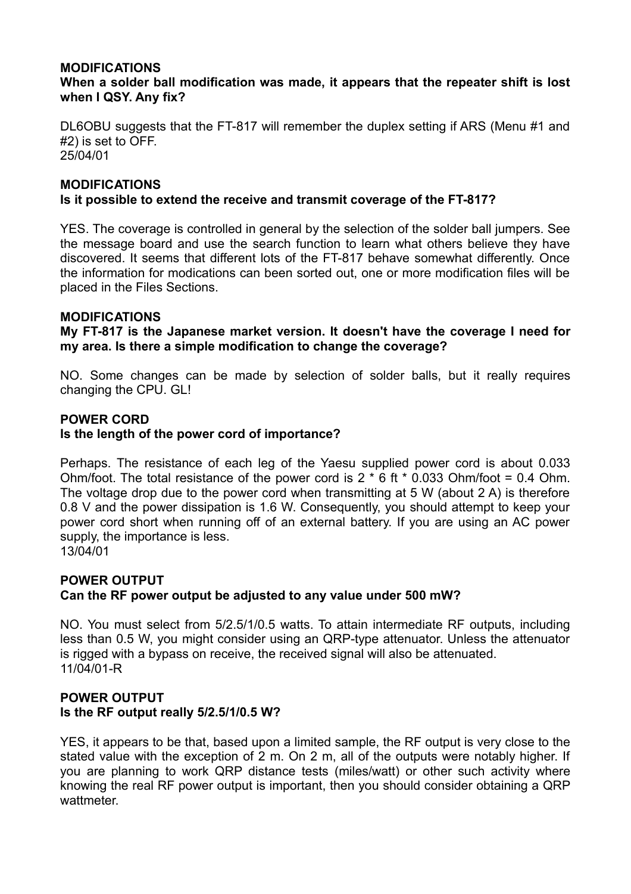**MODIFICATIONS**
**When a solder ball modification was made, it appears that the repeater shift is lost when I QSY. Any fix?**

DL6OBU suggests that the FT-817 will remember the duplex setting if ARS (Menu #1 and #2) is set to OFF.
25/04/01

**MODIFICATIONS**
**Is it possible to extend the receive and transmit coverage of the FT-817?**

YES. The coverage is controlled in general by the selection of the solder ball jumpers. See the message board and use the search function to learn what others believe they have discovered. It seems that different lots of the FT-817 behave somewhat differently. Once the information for modications can been sorted out, one or more modification files will be placed in the Files Sections.

**MODIFICATIONS**
**My FT-817 is the Japanese market version. It doesn't have the coverage I need for my area. Is there a simple modification to change the coverage?**

NO. Some changes can be made by selection of solder balls, but it really requires changing the CPU. GL!

**POWER CORD**
**Is the length of the power cord of importance?**

Perhaps. The resistance of each leg of the Yaesu supplied power cord is about 0.033 Ohm/foot. The total resistance of the power cord is 2 * 6 ft * 0.033 Ohm/foot = 0.4 Ohm. The voltage drop due to the power cord when transmitting at 5 W (about 2 A) is therefore 0.8 V and the power dissipation is 1.6 W. Consequently, you should attempt to keep your power cord short when running off of an external battery. If you are using an AC power supply, the importance is less.
13/04/01

**POWER OUTPUT**
**Can the RF power output be adjusted to any value under 500 mW?**

NO. You must select from 5/2.5/1/0.5 watts. To attain intermediate RF outputs, including less than 0.5 W, you might consider using an QRP-type attenuator. Unless the attenuator is rigged with a bypass on receive, the received signal will also be attenuated.
11/04/01-R

**POWER OUTPUT**
**Is the RF output really 5/2.5/1/0.5 W?**

YES, it appears to be that, based upon a limited sample, the RF output is very close to the stated value with the exception of 2 m. On 2 m, all of the outputs were notably higher. If you are planning to work QRP distance tests (miles/watt) or other such activity where knowing the real RF power output is important, then you should consider obtaining a QRP wattmeter.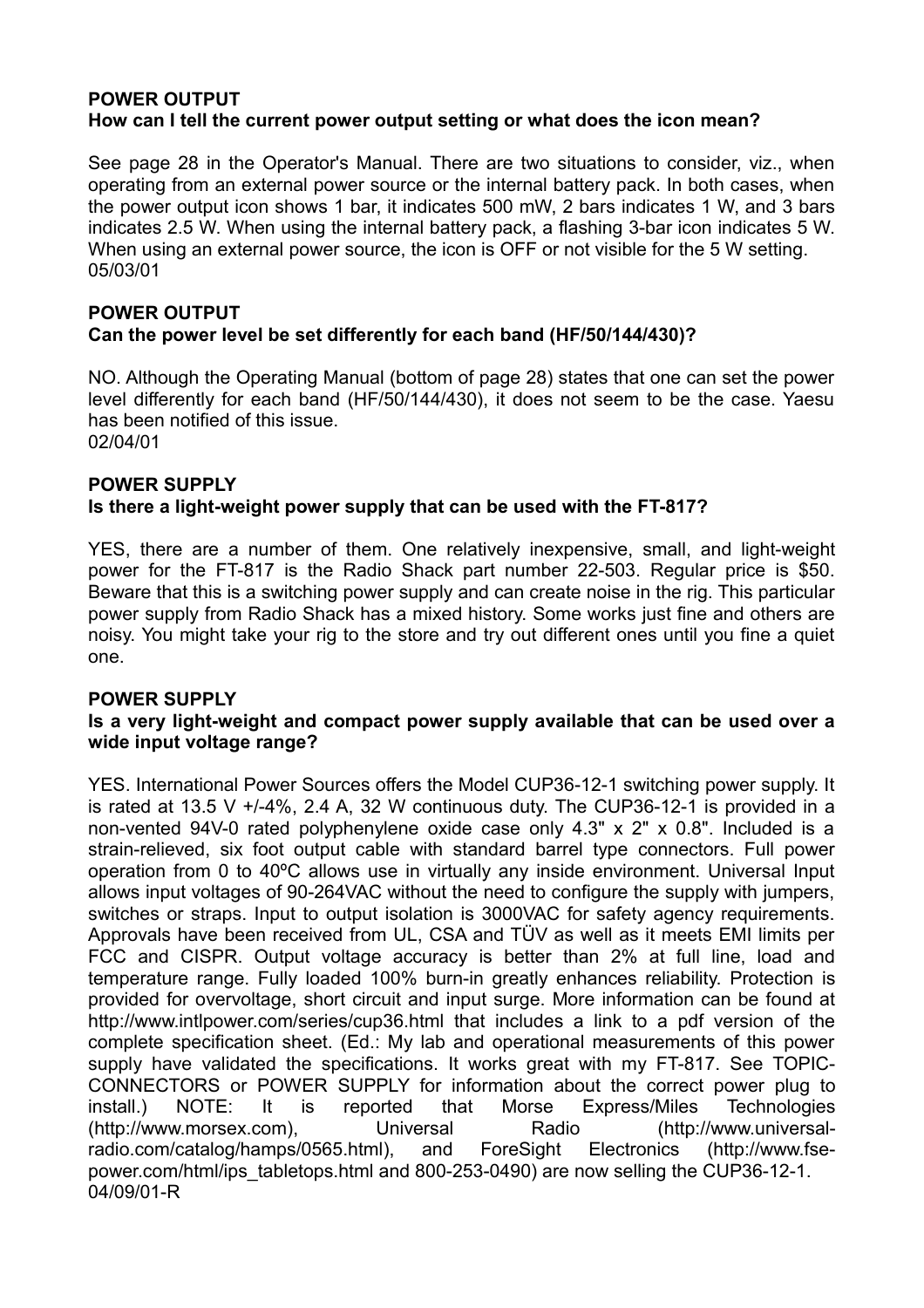**POWER OUTPUT**
**How can I tell the current power output setting or what does the icon mean?**

See page 28 in the Operator's Manual. There are two situations to consider, viz., when operating from an external power source or the internal battery pack. In both cases, when the power output icon shows 1 bar, it indicates 500 mW, 2 bars indicates 1 W, and 3 bars indicates 2.5 W. When using the internal battery pack, a flashing 3-bar icon indicates 5 W. When using an external power source, the icon is OFF or not visible for the 5 W setting.
05/03/01

**POWER OUTPUT**
**Can the power level be set differently for each band (HF/50/144/430)?**

NO. Although the Operating Manual (bottom of page 28) states that one can set the power level differently for each band (HF/50/144/430), it does not seem to be the case. Yaesu has been notified of this issue.
02/04/01

**POWER SUPPLY**
**Is there a light-weight power supply that can be used with the FT-817?**

YES, there are a number of them. One relatively inexpensive, small, and light-weight power for the FT-817 is the Radio Shack part number 22-503. Regular price is $50. Beware that this is a switching power supply and can create noise in the rig. This particular power supply from Radio Shack has a mixed history. Some works just fine and others are noisy. You might take your rig to the store and try out different ones until you fine a quiet one.

**POWER SUPPLY**
**Is a very light-weight and compact power supply available that can be used over a wide input voltage range?**

YES. International Power Sources offers the Model CUP36-12-1 switching power supply. It is rated at 13.5 V +/-4%, 2.4 A, 32 W continuous duty. The CUP36-12-1 is provided in a non-vented 94V-0 rated polyphenylene oxide case only 4.3" x 2" x 0.8". Included is a strain-relieved, six foot output cable with standard barrel type connectors. Full power operation from 0 to 40ºC allows use in virtually any inside environment. Universal Input allows input voltages of 90-264VAC without the need to configure the supply with jumpers, switches or straps. Input to output isolation is 3000VAC for safety agency requirements. Approvals have been received from UL, CSA and TÜV as well as it meets EMI limits per FCC and CISPR. Output voltage accuracy is better than 2% at full line, load and temperature range. Fully loaded 100% burn-in greatly enhances reliability. Protection is provided for overvoltage, short circuit and input surge. More information can be found at http://www.intlpower.com/series/cup36.html that includes a link to a pdf version of the complete specification sheet. (Ed.: My lab and operational measurements of this power supply have validated the specifications. It works great with my FT-817. See TOPIC-CONNECTORS or POWER SUPPLY for information about the correct power plug to install.) NOTE: It is reported that Morse Express/Miles Technologies (http://www.morsex.com), Universal Radio (http://www.universal-radio.com/catalog/hamps/0565.html), and ForeSight Electronics (http://www.fse-power.com/html/ips_tabletops.html and 800-253-0490) are now selling the CUP36-12-1.
04/09/01-R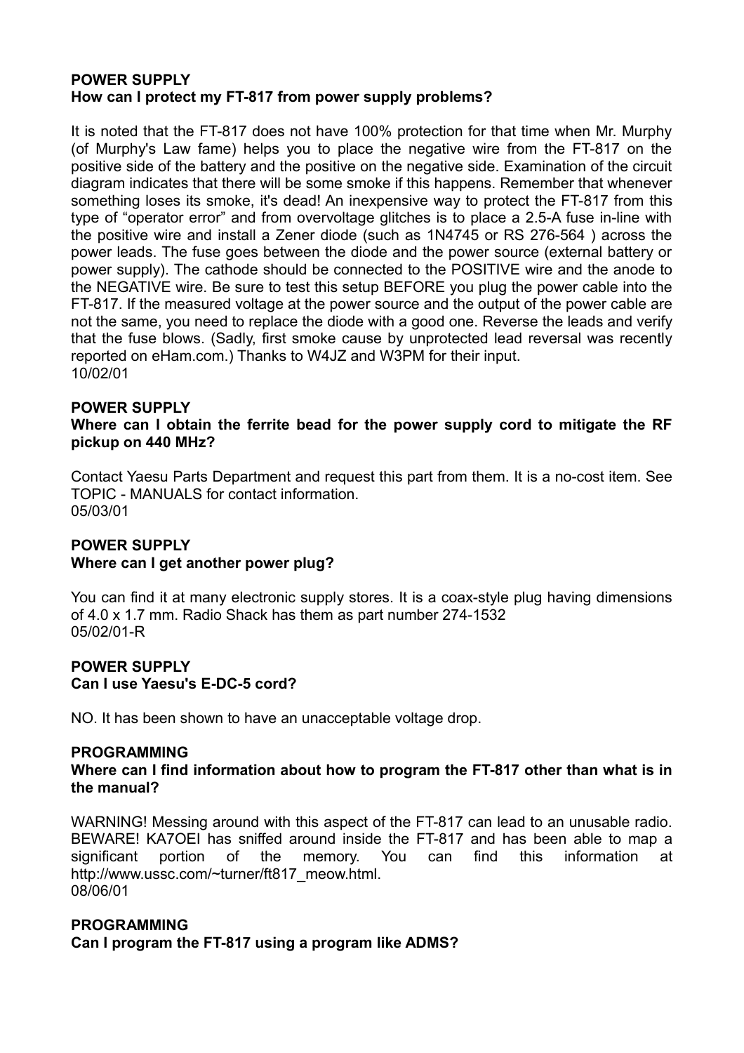**POWER SUPPLY**
**How can I protect my FT-817 from power supply problems?**

It is noted that the FT-817 does not have 100% protection for that time when Mr. Murphy (of Murphy's Law fame) helps you to place the negative wire from the FT-817 on the positive side of the battery and the positive on the negative side. Examination of the circuit diagram indicates that there will be some smoke if this happens. Remember that whenever something loses its smoke, it's dead! An inexpensive way to protect the FT-817 from this type of "operator error" and from overvoltage glitches is to place a 2.5-A fuse in-line with the positive wire and install a Zener diode (such as 1N4745 or RS 276-564 ) across the power leads. The fuse goes between the diode and the power source (external battery or power supply). The cathode should be connected to the POSITIVE wire and the anode to the NEGATIVE wire. Be sure to test this setup BEFORE you plug the power cable into the FT-817. If the measured voltage at the power source and the output of the power cable are not the same, you need to replace the diode with a good one. Reverse the leads and verify that the fuse blows. (Sadly, first smoke cause by unprotected lead reversal was recently reported on eHam.com.) Thanks to W4JZ and W3PM for their input.
10/02/01

**POWER SUPPLY**
**Where can I obtain the ferrite bead for the power supply cord to mitigate the RF pickup on 440 MHz?**

Contact Yaesu Parts Department and request this part from them. It is a no-cost item. See TOPIC - MANUALS for contact information.
05/03/01

**POWER SUPPLY**
**Where can I get another power plug?**

You can find it at many electronic supply stores. It is a coax-style plug having dimensions of 4.0 x 1.7 mm. Radio Shack has them as part number 274-1532
05/02/01-R

**POWER SUPPLY**
**Can I use Yaesu's E-DC-5 cord?**

NO. It has been shown to have an unacceptable voltage drop.

**PROGRAMMING**
**Where can I find information about how to program the FT-817 other than what is in the manual?**

WARNING! Messing around with this aspect of the FT-817 can lead to an unusable radio. BEWARE! KA7OEI has sniffed around inside the FT-817 and has been able to map a significant portion of the memory. You can find this information at http://www.ussc.com/~turner/ft817_meow.html.
08/06/01

**PROGRAMMING**
**Can I program the FT-817 using a program like ADMS?**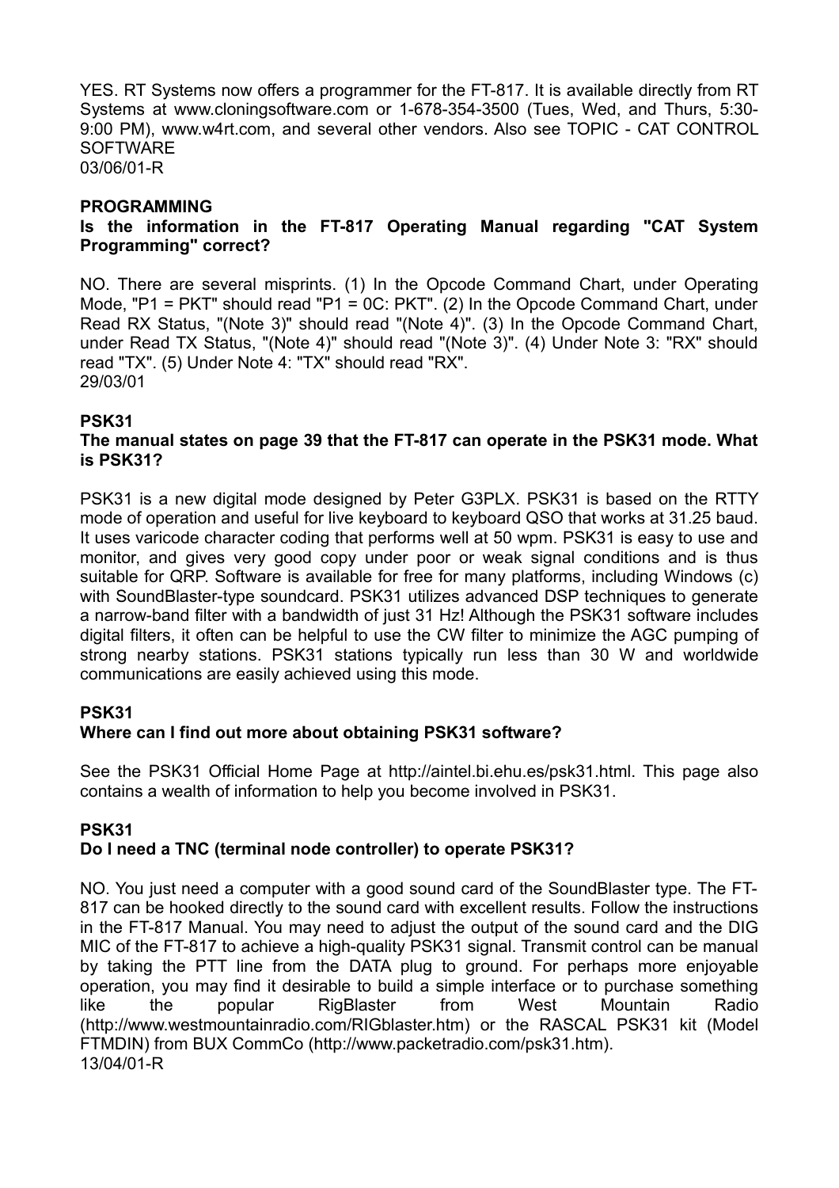YES. RT Systems now offers a programmer for the FT-817. It is available directly from RT Systems at www.cloningsoftware.com or 1-678-354-3500 (Tues, Wed, and Thurs, 5:30-9:00 PM), www.w4rt.com, and several other vendors. Also see TOPIC - CAT CONTROL SOFTWARE
03/06/01-R

**PROGRAMMING**
**Is the information in the FT-817 Operating Manual regarding "CAT System Programming" correct?**

NO. There are several misprints. (1) In the Opcode Command Chart, under Operating Mode, "P1 = PKT" should read "P1 = 0C: PKT". (2) In the Opcode Command Chart, under Read RX Status, "(Note 3)" should read "(Note 4)". (3) In the Opcode Command Chart, under Read TX Status, "(Note 4)" should read "(Note 3)". (4) Under Note 3: "RX" should read "TX". (5) Under Note 4: "TX" should read "RX".
29/03/01

**PSK31**
**The manual states on page 39 that the FT-817 can operate in the PSK31 mode. What is PSK31?**

PSK31 is a new digital mode designed by Peter G3PLX. PSK31 is based on the RTTY mode of operation and useful for live keyboard to keyboard QSO that works at 31.25 baud. It uses varicode character coding that performs well at 50 wpm. PSK31 is easy to use and monitor, and gives very good copy under poor or weak signal conditions and is thus suitable for QRP. Software is available for free for many platforms, including Windows (c) with SoundBlaster-type soundcard. PSK31 utilizes advanced DSP techniques to generate a narrow-band filter with a bandwidth of just 31 Hz! Although the PSK31 software includes digital filters, it often can be helpful to use the CW filter to minimize the AGC pumping of strong nearby stations. PSK31 stations typically run less than 30 W and worldwide communications are easily achieved using this mode.

**PSK31**
**Where can I find out more about obtaining PSK31 software?**

See the PSK31 Official Home Page at http://aintel.bi.ehu.es/psk31.html. This page also contains a wealth of information to help you become involved in PSK31.

**PSK31**
**Do I need a TNC (terminal node controller) to operate PSK31?**

NO. You just need a computer with a good sound card of the SoundBlaster type. The FT-817 can be hooked directly to the sound card with excellent results. Follow the instructions in the FT-817 Manual. You may need to adjust the output of the sound card and the DIG MIC of the FT-817 to achieve a high-quality PSK31 signal. Transmit control can be manual by taking the PTT line from the DATA plug to ground. For perhaps more enjoyable operation, you may find it desirable to build a simple interface or to purchase something like the popular RigBlaster from West Mountain Radio (http://www.westmountainradio.com/RIGblaster.htm) or the RASCAL PSK31 kit (Model FTMDIN) from BUX CommCo (http://www.packetradio.com/psk31.htm).
13/04/01-R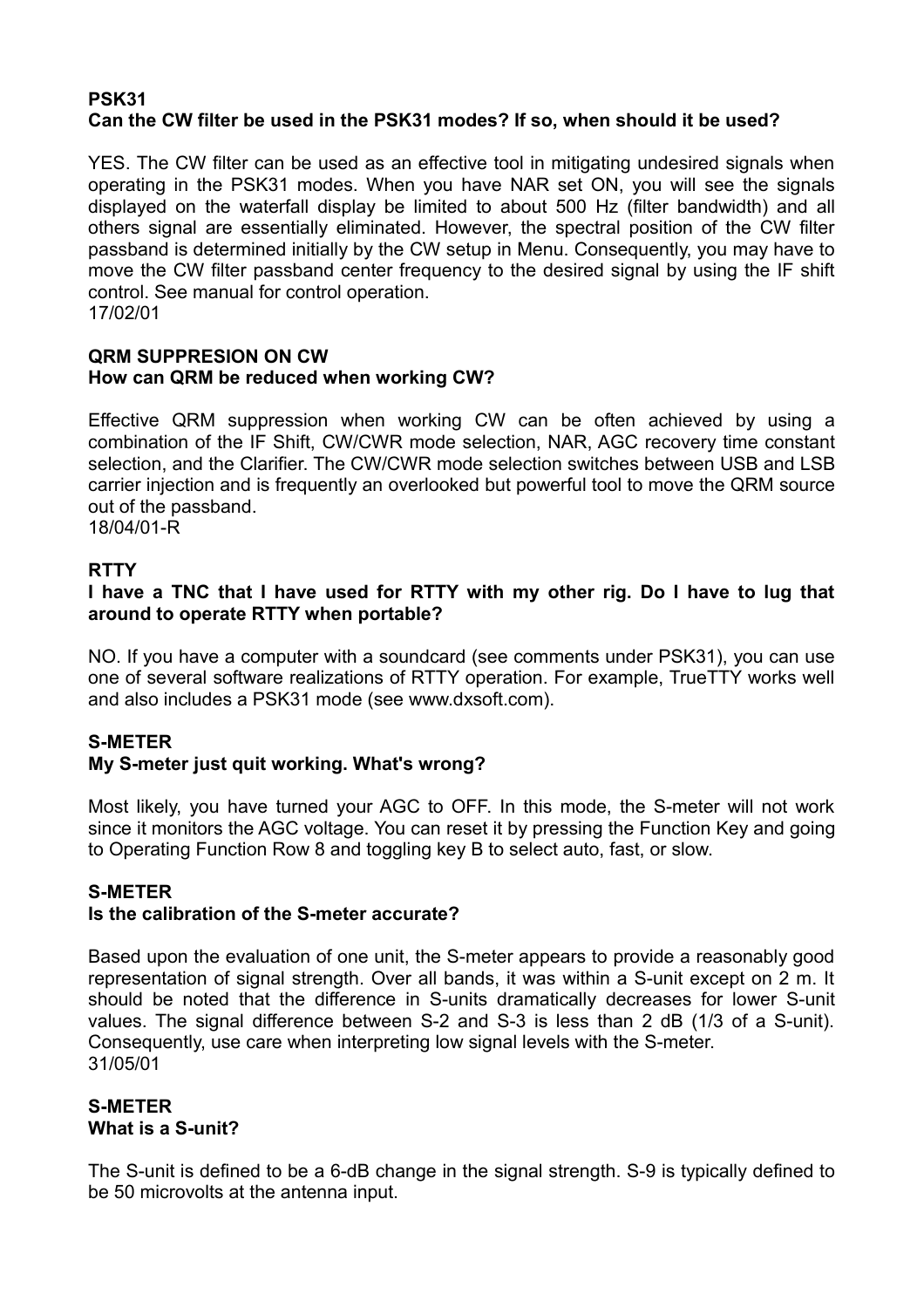**PSK31**
**Can the CW filter be used in the PSK31 modes? If so, when should it be used?**

YES. The CW filter can be used as an effective tool in mitigating undesired signals when operating in the PSK31 modes. When you have NAR set ON, you will see the signals displayed on the waterfall display be limited to about 500 Hz (filter bandwidth) and all others signal are essentially eliminated. However, the spectral position of the CW filter passband is determined initially by the CW setup in Menu. Consequently, you may have to move the CW filter passband center frequency to the desired signal by using the IF shift control. See manual for control operation.
17/02/01

**QRM SUPPRESION ON CW**
**How can QRM be reduced when working CW?**

Effective QRM suppression when working CW can be often achieved by using a combination of the IF Shift, CW/CWR mode selection, NAR, AGC recovery time constant selection, and the Clarifier. The CW/CWR mode selection switches between USB and LSB carrier injection and is frequently an overlooked but powerful tool to move the QRM source out of the passband.
18/04/01-R

**RTTY**
**I have a TNC that I have used for RTTY with my other rig. Do I have to lug that around to operate RTTY when portable?**

NO. If you have a computer with a soundcard (see comments under PSK31), you can use one of several software realizations of RTTY operation. For example, TrueTTY works well and also includes a PSK31 mode (see www.dxsoft.com).

**S-METER**
**My S-meter just quit working. What's wrong?**

Most likely, you have turned your AGC to OFF. In this mode, the S-meter will not work since it monitors the AGC voltage. You can reset it by pressing the Function Key and going to Operating Function Row 8 and toggling key B to select auto, fast, or slow.

**S-METER**
**Is the calibration of the S-meter accurate?**

Based upon the evaluation of one unit, the S-meter appears to provide a reasonably good representation of signal strength. Over all bands, it was within a S-unit except on 2 m. It should be noted that the difference in S-units dramatically decreases for lower S-unit values. The signal difference between S-2 and S-3 is less than 2 dB (1/3 of a S-unit). Consequently, use care when interpreting low signal levels with the S-meter.
31/05/01

**S-METER**
**What is a S-unit?**

The S-unit is defined to be a 6-dB change in the signal strength. S-9 is typically defined to be 50 microvolts at the antenna input.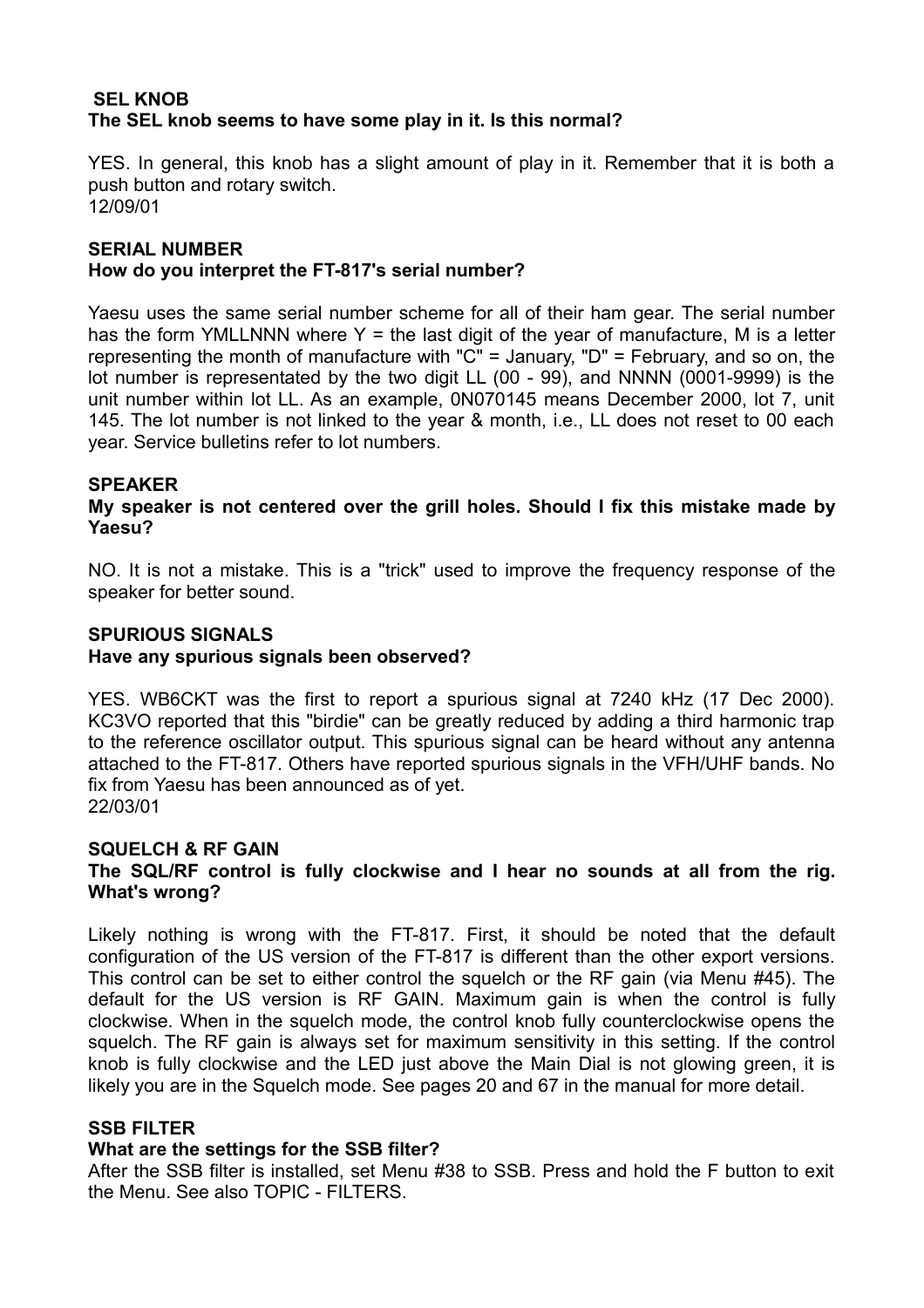**SEL KNOB**

**The SEL knob seems to have some play in it. Is this normal?**

YES. In general, this knob has a slight amount of play in it. Remember that it is both a push button and rotary switch.
12/09/01

**SERIAL NUMBER**

**How do you interpret the FT-817's serial number?**

Yaesu uses the same serial number scheme for all of their ham gear. The serial number has the form YMLLNNN where Y = the last digit of the year of manufacture, M is a letter representing the month of manufacture with "C" = January, "D" = February, and so on, the lot number is representated by the two digit LL (00 - 99), and NNNN (0001-9999) is the unit number within lot LL. As an example, 0N070145 means December 2000, lot 7, unit 145. The lot number is not linked to the year & month, i.e., LL does not reset to 00 each year. Service bulletins refer to lot numbers.

**SPEAKER**

**My speaker is not centered over the grill holes. Should I fix this mistake made by Yaesu?**

NO. It is not a mistake. This is a "trick" used to improve the frequency response of the speaker for better sound.

**SPURIOUS SIGNALS**

**Have any spurious signals been observed?**

YES. WB6CKT was the first to report a spurious signal at 7240 kHz (17 Dec 2000). KC3VO reported that this "birdie" can be greatly reduced by adding a third harmonic trap to the reference oscillator output. This spurious signal can be heard without any antenna attached to the FT-817. Others have reported spurious signals in the VFH/UHF bands. No fix from Yaesu has been announced as of yet.
22/03/01

**SQUELCH & RF GAIN**

**The SQL/RF control is fully clockwise and I hear no sounds at all from the rig. What's wrong?**

Likely nothing is wrong with the FT-817. First, it should be noted that the default configuration of the US version of the FT-817 is different than the other export versions. This control can be set to either control the squelch or the RF gain (via Menu #45). The default for the US version is RF GAIN. Maximum gain is when the control is fully clockwise. When in the squelch mode, the control knob fully counterclockwise opens the squelch. The RF gain is always set for maximum sensitivity in this setting. If the control knob is fully clockwise and the LED just above the Main Dial is not glowing green, it is likely you are in the Squelch mode. See pages 20 and 67 in the manual for more detail.

**SSB FILTER**

**What are the settings for the SSB filter?**

After the SSB filter is installed, set Menu #38 to SSB. Press and hold the F button to exit the Menu. See also TOPIC - FILTERS.